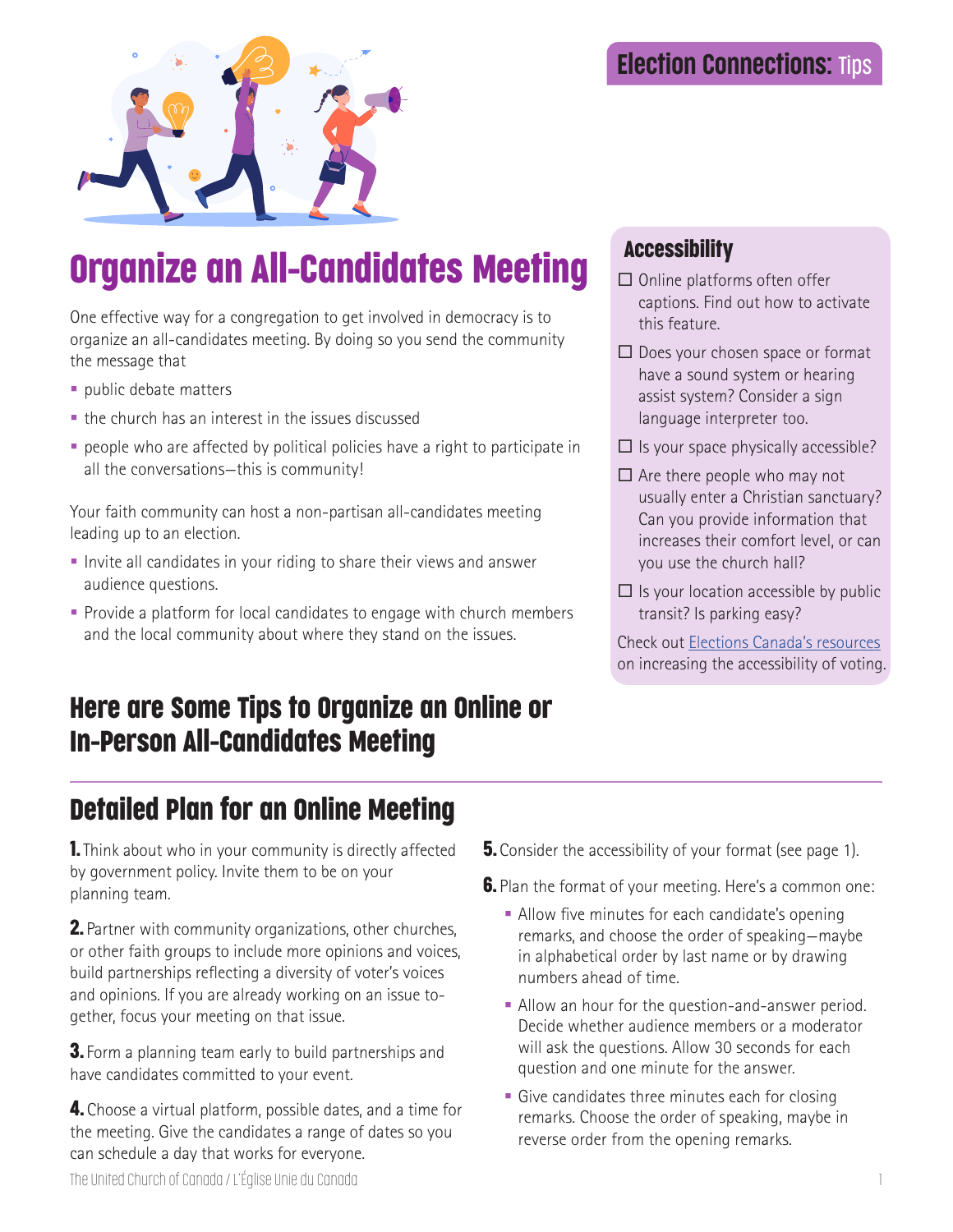Election Connections: Tips

# Organize an All-Candidates Meeting

One effective way for a congregation to get involved in democracy is to organize an all-candidates meeting. By doing so you send the community the message that

- public debate matters
- the church has an interest in the issues discussed
- people who are affected by political policies have a right to participate in all the conversations—this is community!

Your faith community can host a non-partisan all-candidates meeting leading up to an election.

- Invite all candidates in your riding to share their views and answer audience questions.
- Provide a platform for local candidates to engage with church members and the local community about where they stand on the issues.

### Accessibility

- ☐ Online platforms often offer captions. Find out how to activate this feature.
- ☐ Does your chosen space or format have a sound system or hearing assist system? Consider a sign language interpreter too.
- ☐ Is your space physically accessible?
- ☐ Are there people who may not usually enter a Christian sanctuary? Can you provide information that increases their comfort level, or can you use the church hall?
- ☐ Is your location accessible by public transit? Is parking easy?

Check out [Elections Canada's resources] on increasing the accessibility of voting.

## Here are Some Tips to Organize an Online or In-Person All-Candidates Meeting

## Detailed Plan for an Online Meeting

**1.** Think about who in your community is directly affected by government policy. Invite them to be on your planning team.

**2.** Partner with community organizations, other churches, or other faith groups to include more opinions and voices, build partnerships reflecting a diversity of voter's voices and opinions. If you are already working on an issue together, focus your meeting on that issue.

**3.** Form a planning team early to build partnerships and have candidates committed to your event.

**4.** Choose a virtual platform, possible dates, and a time for the meeting. Give the candidates a range of dates so you can schedule a day that works for everyone.

**5.** Consider the accessibility of your format (see page 1).

**6.** Plan the format of your meeting. Here's a common one:

- Allow five minutes for each candidate's opening remarks, and choose the order of speaking—maybe in alphabetical order by last name or by drawing numbers ahead of time.
- Allow an hour for the question-and-answer period. Decide whether audience members or a moderator will ask the questions. Allow 30 seconds for each question and one minute for the answer.
- Give candidates three minutes each for closing remarks. Choose the order of speaking, maybe in reverse order from the opening remarks.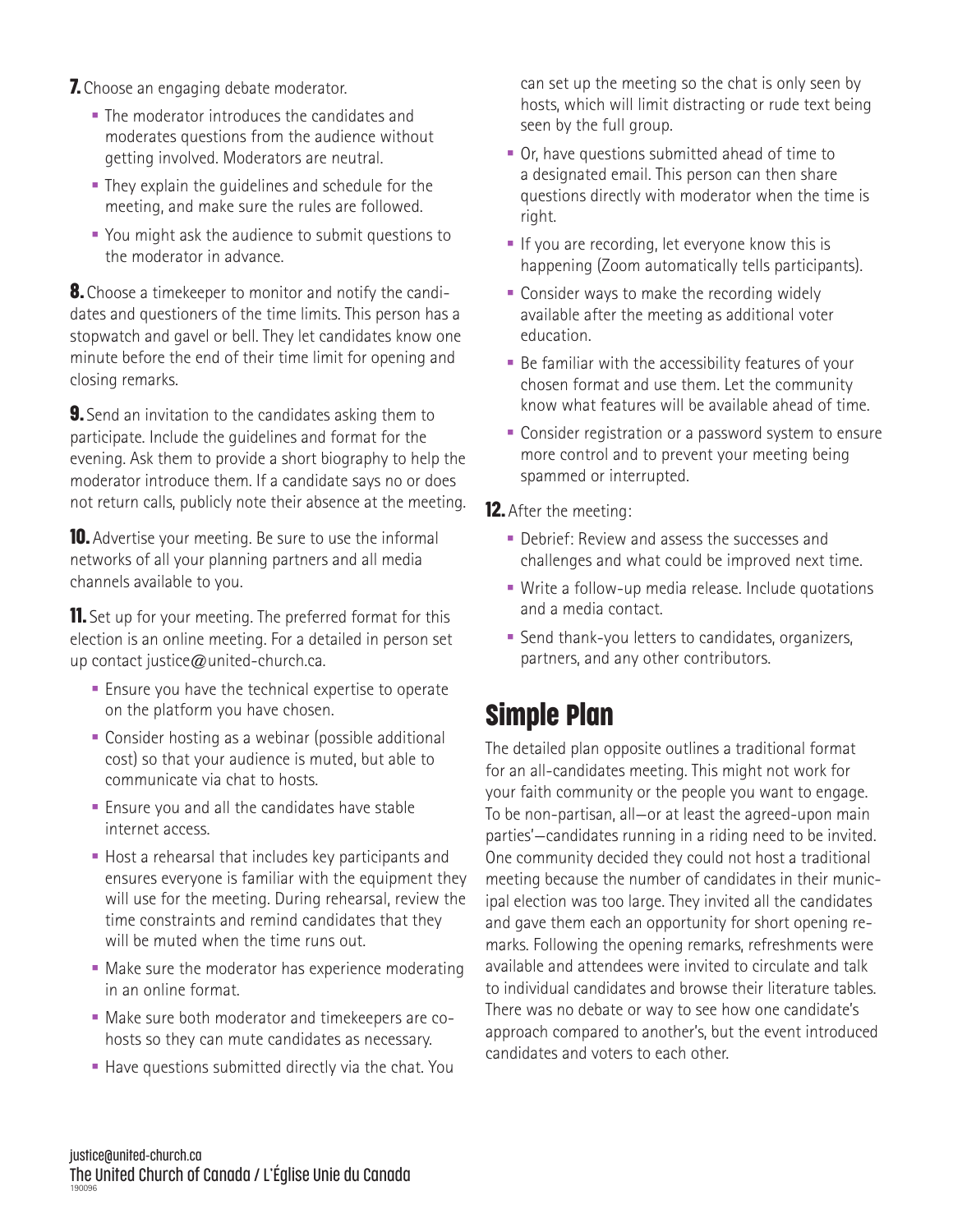**7.** Choose an engaging debate moderator.

- The moderator introduces the candidates and moderates questions from the audience without getting involved. Moderators are neutral.
- They explain the guidelines and schedule for the meeting, and make sure the rules are followed.
- You might ask the audience to submit questions to the moderator in advance.

**8.** Choose a timekeeper to monitor and notify the candidates and questioners of the time limits. This person has a stopwatch and gavel or bell. They let candidates know one minute before the end of their time limit for opening and closing remarks.

**9.** Send an invitation to the candidates asking them to participate. Include the guidelines and format for the evening. Ask them to provide a short biography to help the moderator introduce them. If a candidate says no or does not return calls, publicly note their absence at the meeting.

**10.** Advertise your meeting. Be sure to use the informal networks of all your planning partners and all media channels available to you.

**11.** Set up for your meeting. The preferred format for this election is an online meeting. For a detailed in person set up contact justice@united-church.ca.

- Ensure you have the technical expertise to operate on the platform you have chosen.
- Consider hosting as a webinar (possible additional cost) so that your audience is muted, but able to communicate via chat to hosts.
- Ensure you and all the candidates have stable internet access.
- Host a rehearsal that includes key participants and ensures everyone is familiar with the equipment they will use for the meeting. During rehearsal, review the time constraints and remind candidates that they will be muted when the time runs out.
- Make sure the moderator has experience moderating in an online format.
- Make sure both moderator and timekeepers are co-hosts so they can mute candidates as necessary.
- Have questions submitted directly via the chat. You can set up the meeting so the chat is only seen by hosts, which will limit distracting or rude text being seen by the full group.
- Or, have questions submitted ahead of time to a designated email. This person can then share questions directly with moderator when the time is right.
- If you are recording, let everyone know this is happening (Zoom automatically tells participants).
- Consider ways to make the recording widely available after the meeting as additional voter education.
- Be familiar with the accessibility features of your chosen format and use them. Let the community know what features will be available ahead of time.
- Consider registration or a password system to ensure more control and to prevent your meeting being spammed or interrupted.

**12.** After the meeting:

- Debrief: Review and assess the successes and challenges and what could be improved next time.
- Write a follow-up media release. Include quotations and a media contact.
- Send thank-you letters to candidates, organizers, partners, and any other contributors.

## Simple Plan

The detailed plan opposite outlines a traditional format for an all-candidates meeting. This might not work for your faith community or the people you want to engage. To be non-partisan, all—or at least the agreed-upon main parties'—candidates running in a riding need to be invited. One community decided they could not host a traditional meeting because the number of candidates in their municipal election was too large. They invited all the candidates and gave them each an opportunity for short opening remarks. Following the opening remarks, refreshments were available and attendees were invited to circulate and talk to individual candidates and browse their literature tables. There was no debate or way to see how one candidate's approach compared to another's, but the event introduced candidates and voters to each other.